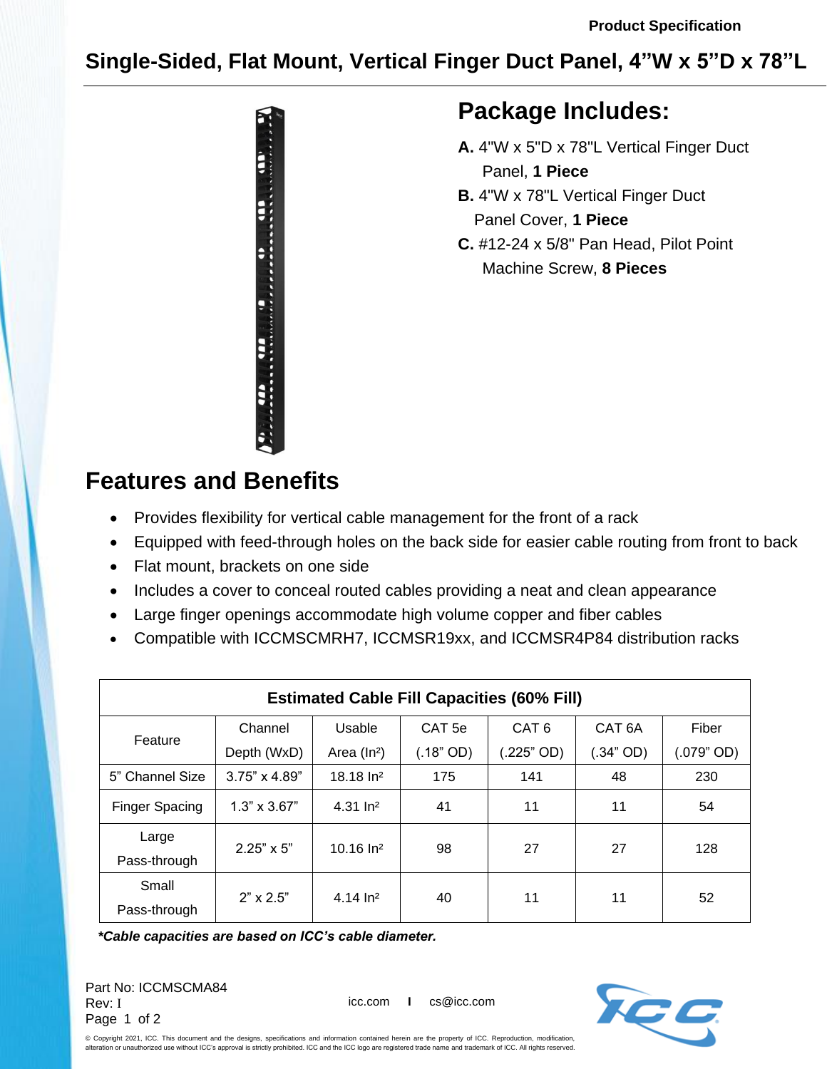Product Specification

# Single-Sided, Flat Mount, Vertical Finger Duct Panel, 4”W x 5”D x 78”L

## Package Includes:

**A.** 4"W x 5"D x 78"L Vertical Finger Duct Panel, **1 Piece**

**B.** 4"W x 78"L Vertical Finger Duct Panel Cover, **1 Piece**

**C.** #12-24 x 5/8" Pan Head, Pilot Point Machine Screw, **8 Pieces**

## Features and Benefits

- Provides flexibility for vertical cable management for the front of a rack
- Equipped with feed-through holes on the back side for easier cable routing from front to back
- Flat mount, brackets on one side
- Includes a cover to conceal routed cables providing a neat and clean appearance
- Large finger openings accommodate high volume copper and fiber cables
- Compatible with ICCMSCMRH7, ICCMSR19xx, and ICCMSR4P84 distribution racks

**Estimated Cable Fill Capacities (60% Fill)**

| Feature | Channel Depth (WxD) | Usable Area (In²) | CAT 5e (.18” OD) | CAT 6 (.225” OD) | CAT 6A (.34” OD) | Fiber (.079” OD) |
|---|---|---|---|---|---|---|
| 5” Channel Size | 3.75” x 4.89” | 18.18 In² | 175 | 141 | 48 | 230 |
| Finger Spacing | 1.3” x 3.67” | 4.31 In² | 41 | 11 | 11 | 54 |
| Large Pass-through | 2.25” x 5” | 10.16 In² | 98 | 27 | 27 | 128 |
| Small Pass-through | 2” x 2.5” | 4.14 In² | 40 | 11 | 11 | 52 |

***Cable capacities are based on ICC’s cable diameter.***

Part No: ICCMSCMA84
Rev: I

icc.com I cs@icc.com

© Copyright 2021, ICC. This document and the designs, specifications and information contained herein are the property of ICC. Reproduction, modification, alteration or unauthorized use without ICC’s approval is strictly prohibited. ICC and the ICC logo are registered trade name and trademark of ICC. All rights reserved.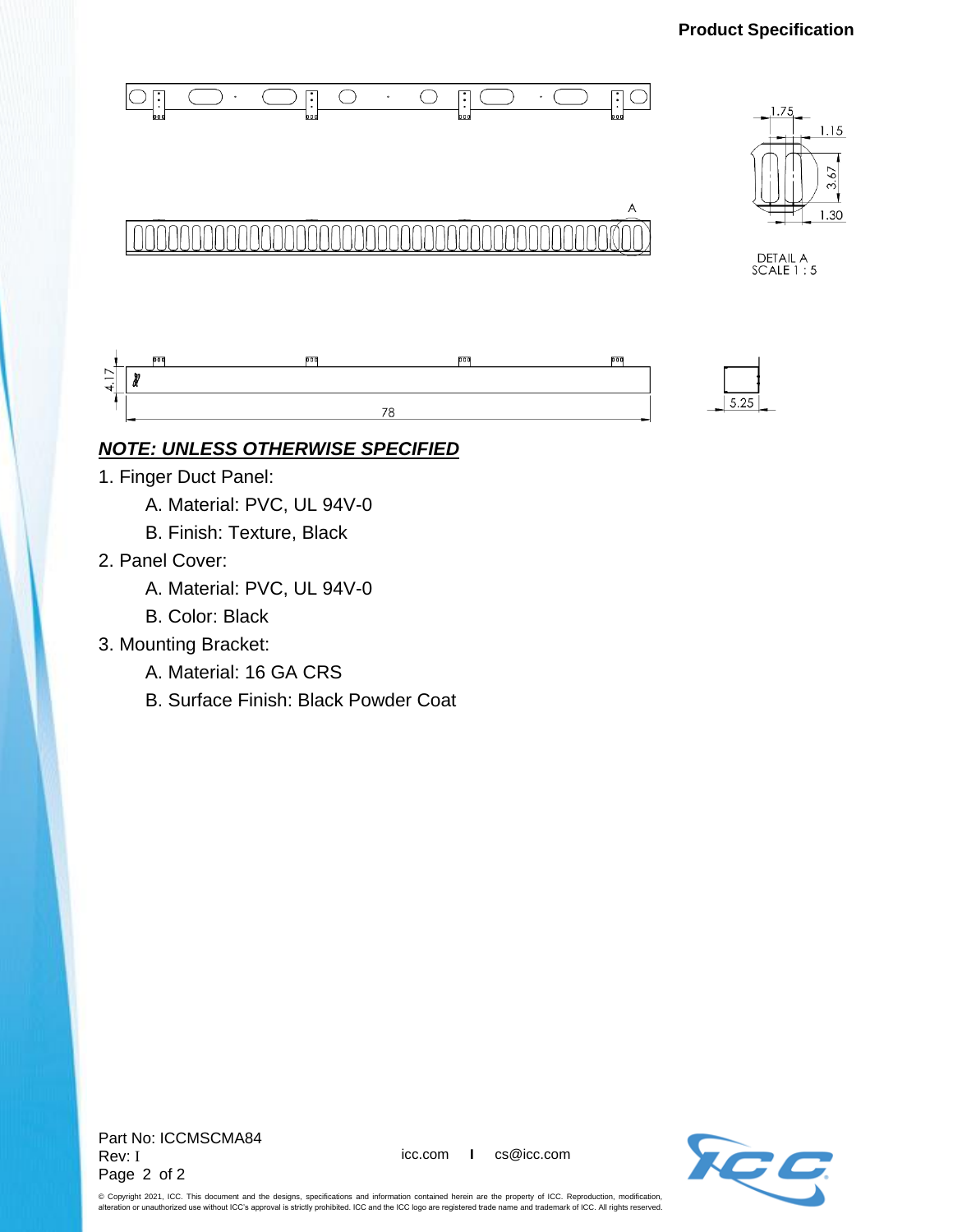Product Specification

1.75

1.15

3.67

1.30

A

DETAIL A
SCALE 1 : 5

4.17

78

5.25

***NOTE: UNLESS OTHERWISE SPECIFIED***

1. Finger Duct Panel:
    - A. Material: PVC, UL 94V-0
    - B. Finish: Texture, Black
2. Panel Cover:
    - A. Material: PVC, UL 94V-0
    - B. Color: Black
3. Mounting Bracket:
    - A. Material: 16 GA CRS
    - B. Surface Finish: Black Powder Coat

Part No: ICCMSCMA84
Rev: I

icc.com | cs@icc.com

© Copyright 2021, ICC. This document and the designs, specifications and information contained herein are the property of ICC. Reproduction, modification, alteration or unauthorized use without ICC's approval is strictly prohibited. ICC and the ICC logo are registered trade name and trademark of ICC. All rights reserved.